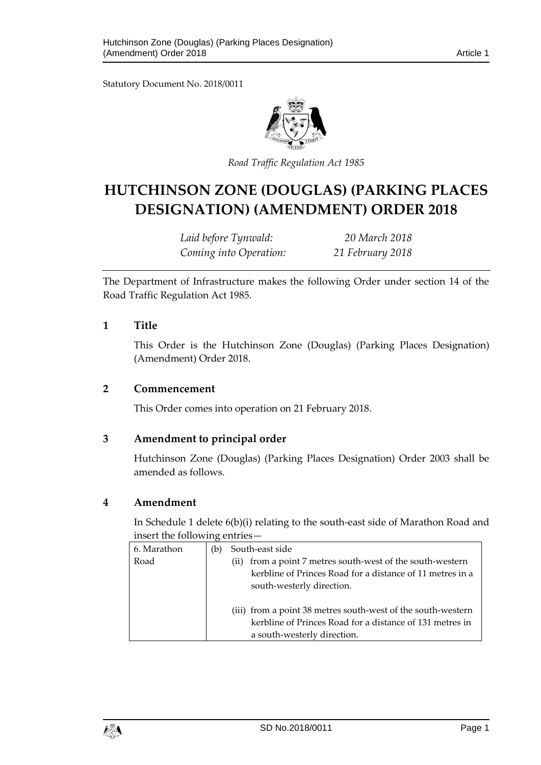Statutory Document No. 2018/0011

*Road Traffic Regulation Act 1985*

# HUTCHINSON ZONE (DOUGLAS) (PARKING PLACES DESIGNATION) (AMENDMENT) ORDER 2018

| | |
|---|---|
| *Laid before Tynwald:* | *20 March 2018* |
| *Coming into Operation:* | *21 February 2018* |

The Department of Infrastructure makes the following Order under section 14 of the Road Traffic Regulation Act 1985.

## 1 Title

This Order is the Hutchinson Zone (Douglas) (Parking Places Designation) (Amendment) Order 2018.

## 2 Commencement

This Order comes into operation on 21 February 2018.

## 3 Amendment to principal order

Hutchinson Zone (Douglas) (Parking Places Designation) Order 2003 shall be amended as follows.

## 4 Amendment

In Schedule 1 delete 6(b)(i) relating to the south-east side of Marathon Road and insert the following entries—

| | |
|---|---|
| 6. Marathon Road | (b) South-east side<br>(ii) from a point 7 metres south-west of the south-western kerbline of Princes Road for a distance of 11 metres in a south-westerly direction. |
| | (iii) from a point 38 metres south-west of the south-western kerbline of Princes Road for a distance of 131 metres in a south-westerly direction. |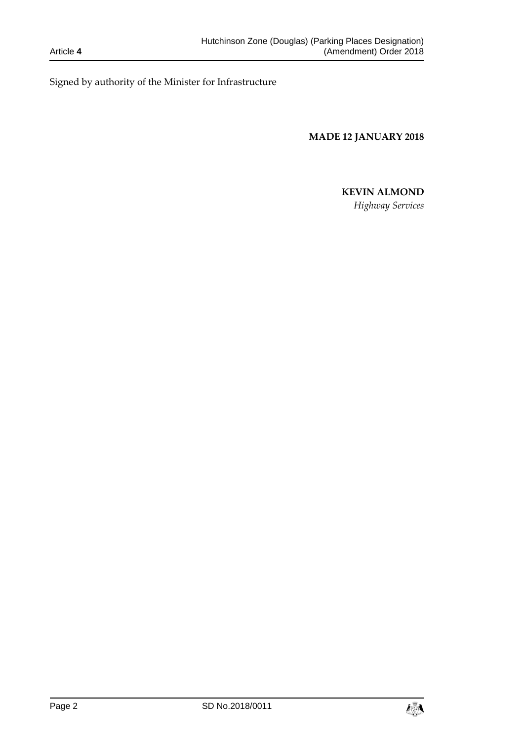Signed by authority of the Minister for Infrastructure

**MADE 12 JANUARY 2018**

**KEVIN ALMOND**

*Highway Services*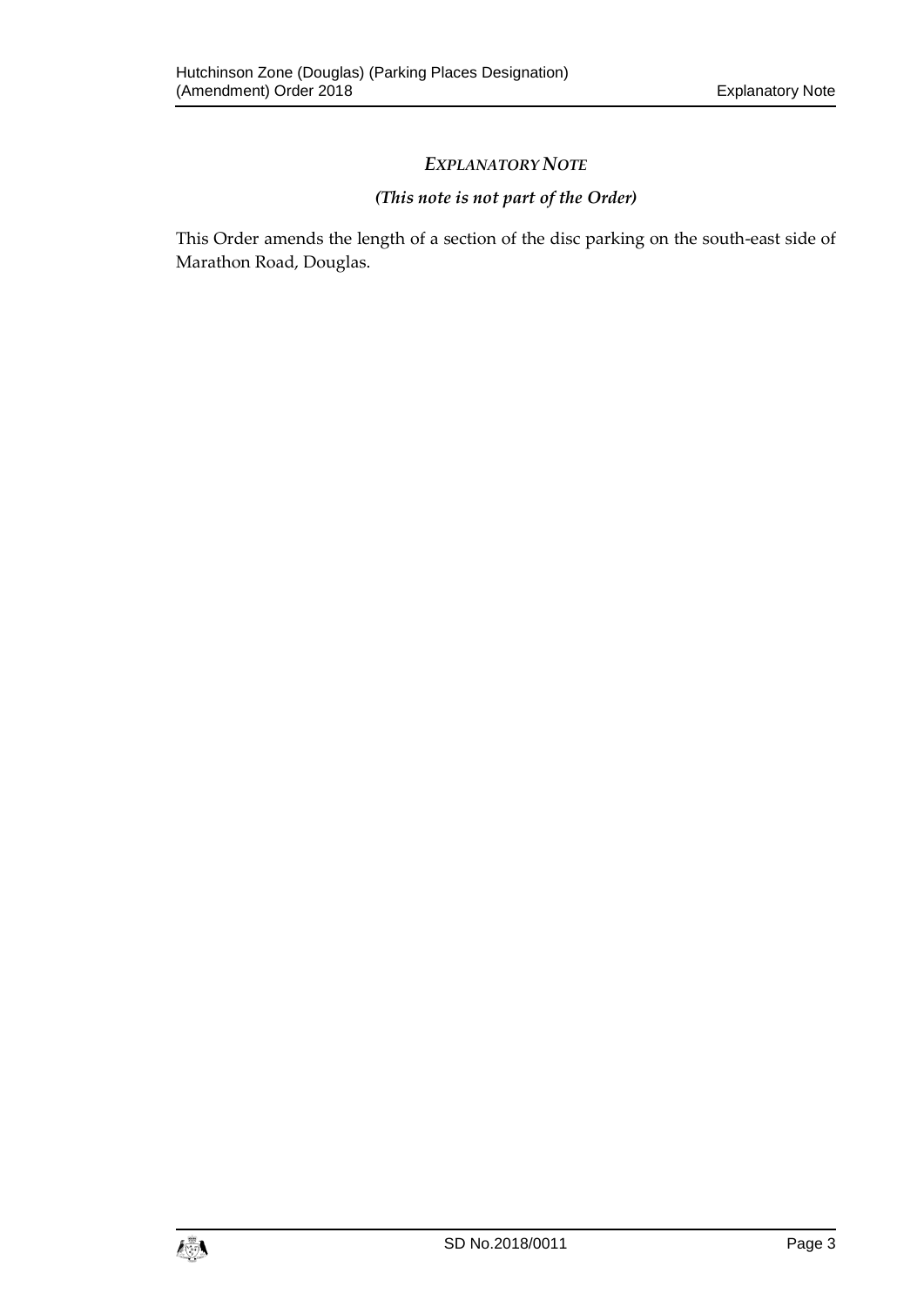## *EXPLANATORY NOTE*

***(This note is not part of the Order)***

This Order amends the length of a section of the disc parking on the south-east side of Marathon Road, Douglas.